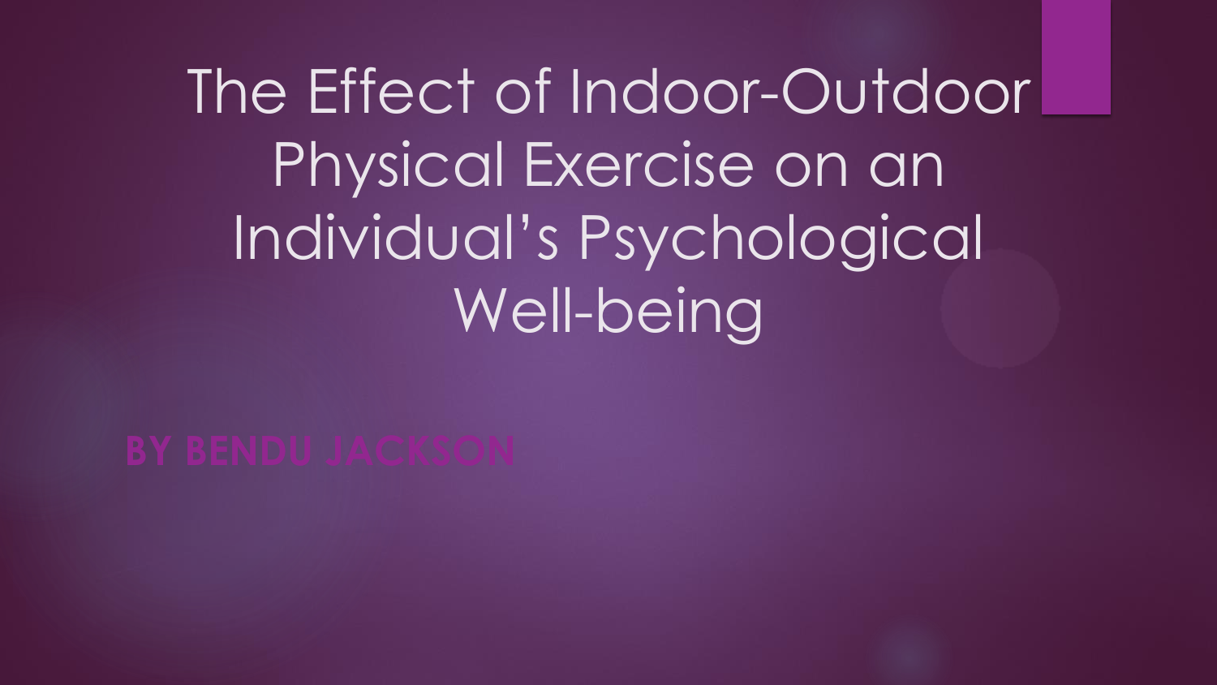# The Effect of Indoor-Outdoor Physical Exercise on an Individual's Psychological Well-being

**BY BENDU JACKSON**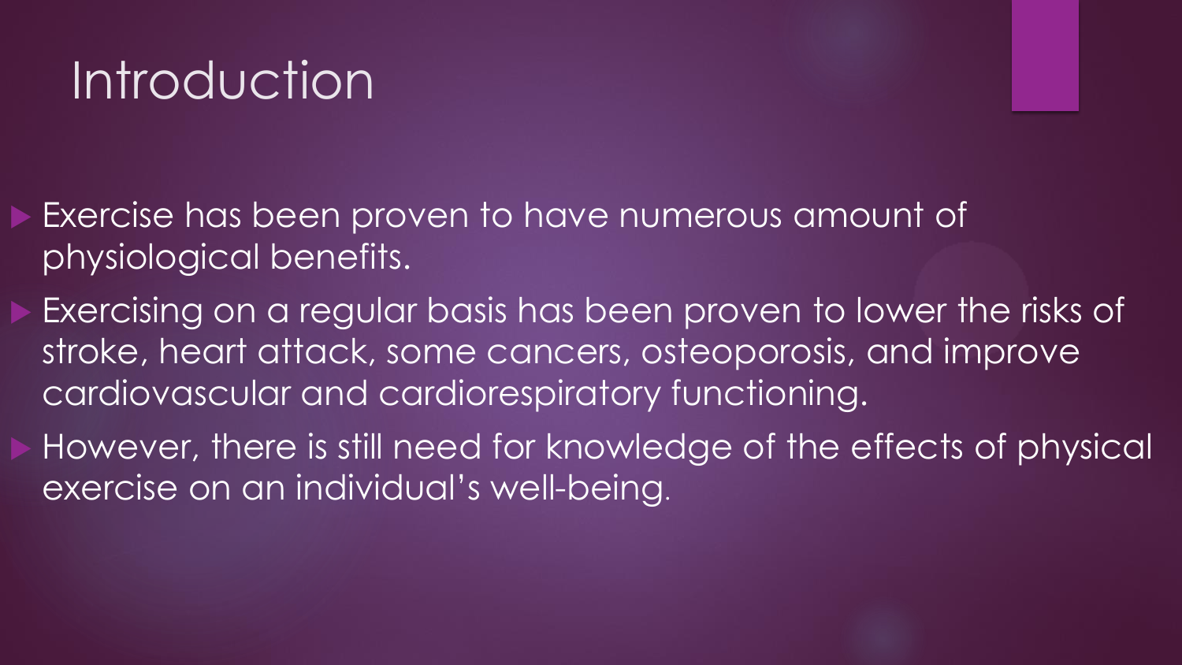# Introduction

- Exercise has been proven to have numerous amount of physiological benefits.
- Exercising on a regular basis has been proven to lower the risks of stroke, heart attack, some cancers, osteoporosis, and improve cardiovascular and cardiorespiratory functioning.
- However, there is still need for knowledge of the effects of physical exercise on an individual's well-being.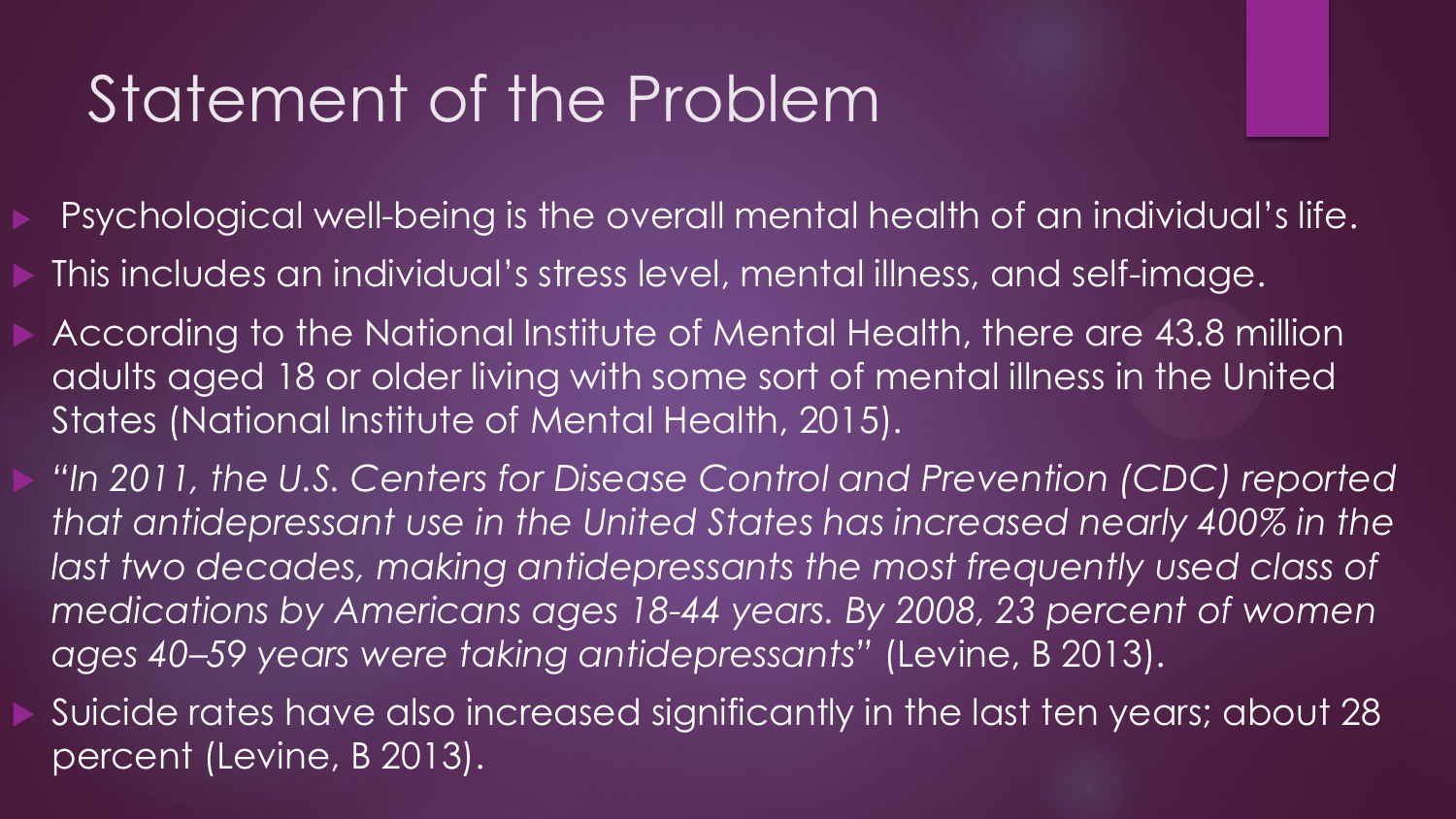# Statement of the Problem

- Psychological well-being is the overall mental health of an individual's life.
- This includes an individual's stress level, mental illness, and self-image.
- According to the National Institute of Mental Health, there are 43.8 million adults aged 18 or older living with some sort of mental illness in the United States (National Institute of Mental Health, 2015).
- *"In 2011, the U.S. Centers for Disease Control and Prevention (CDC) reported that antidepressant use in the United States has increased nearly 400% in the last two decades, making antidepressants the most frequently used class of medications by Americans ages 18-44 years. By 2008, 23 percent of women ages 40–59 years were taking antidepressants"* (Levine, B 2013).
- Suicide rates have also increased significantly in the last ten years; about 28 percent (Levine, B 2013).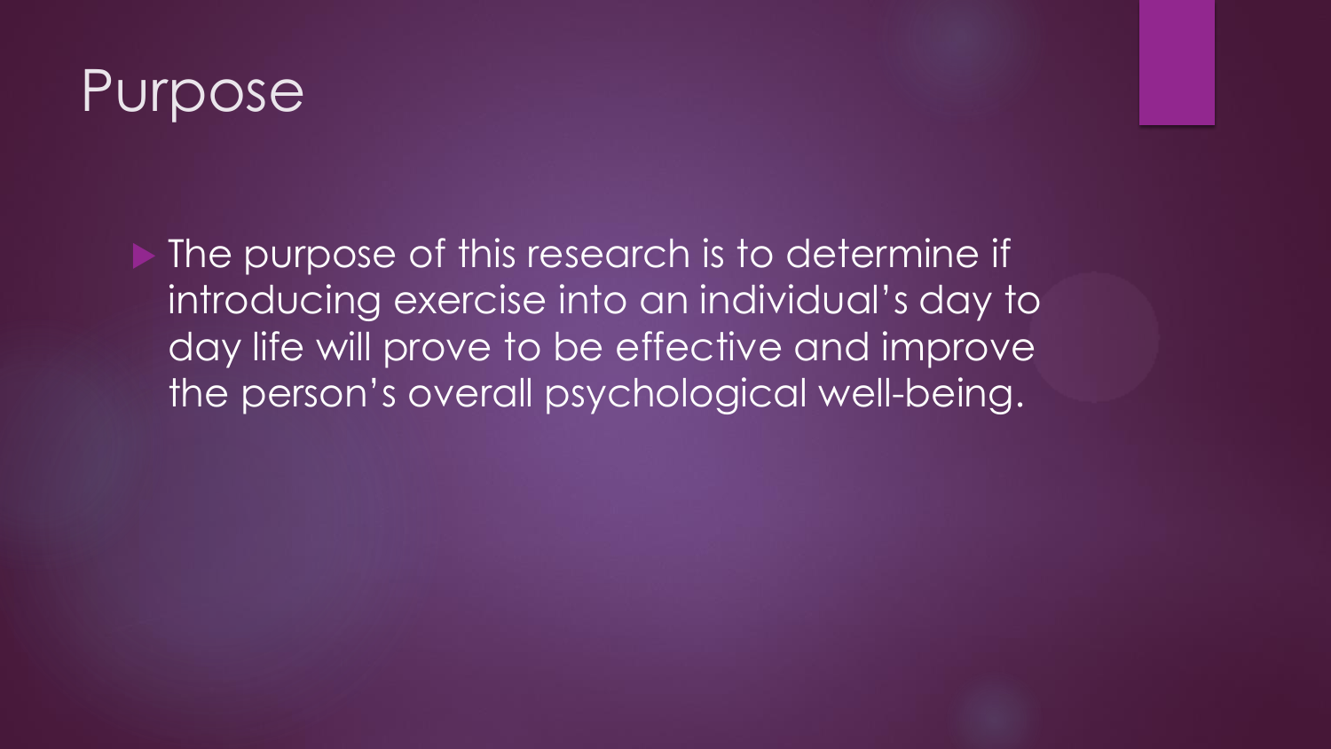# Purpose

- The purpose of this research is to determine if introducing exercise into an individual's day to day life will prove to be effective and improve the person's overall psychological well-being.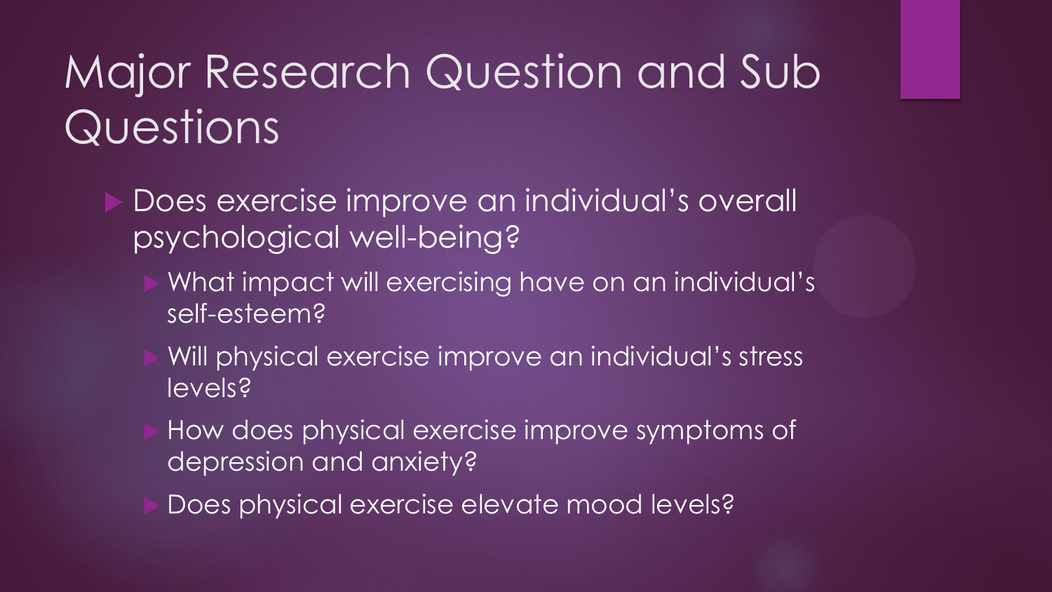# Major Research Question and Sub Questions

- Does exercise improve an individual's overall psychological well-being?
  - What impact will exercising have on an individual's self-esteem?
  - Will physical exercise improve an individual's stress levels?
  - How does physical exercise improve symptoms of depression and anxiety?
  - Does physical exercise elevate mood levels?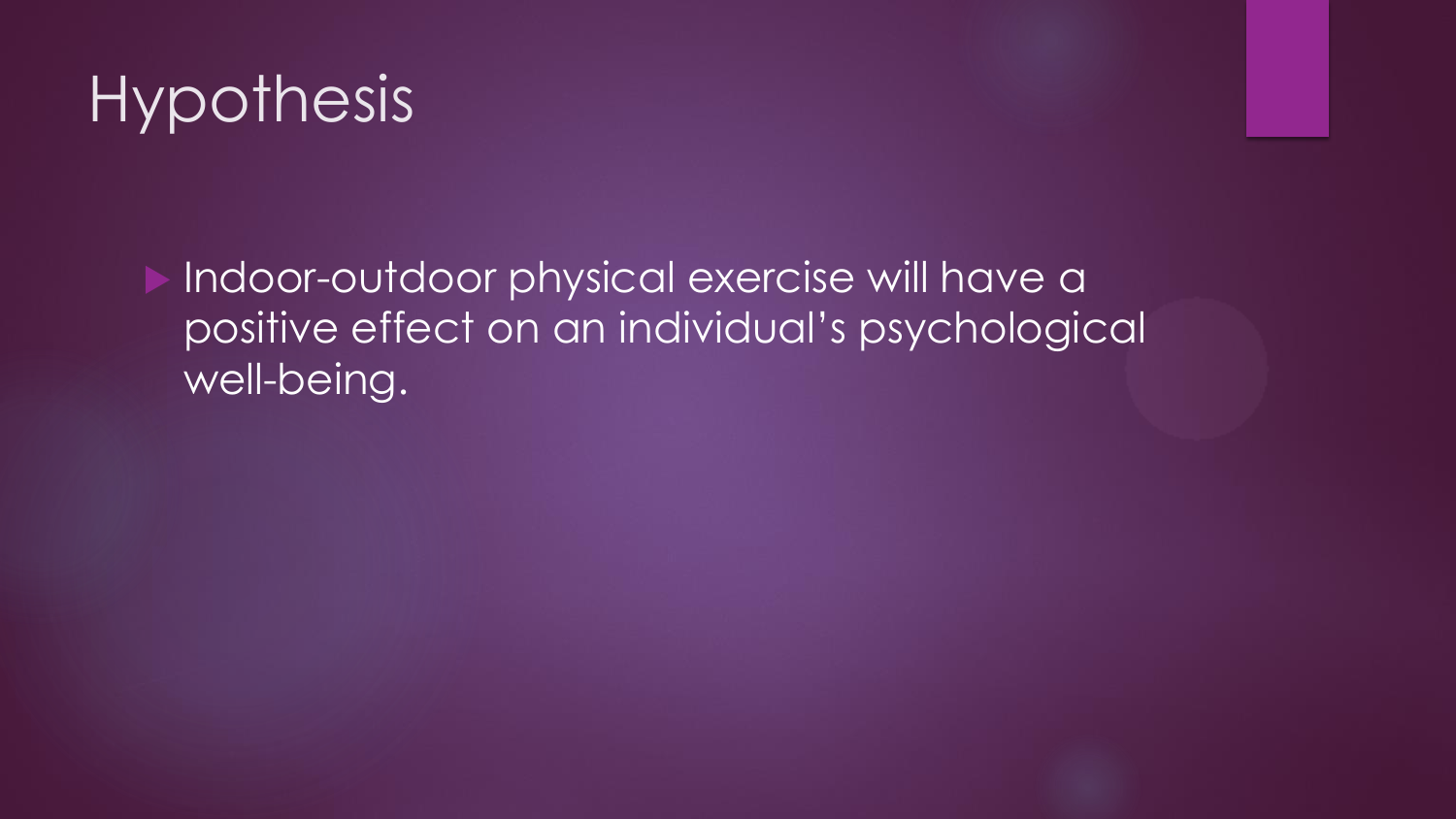# Hypothesis

- Indoor-outdoor physical exercise will have a positive effect on an individual's psychological well-being.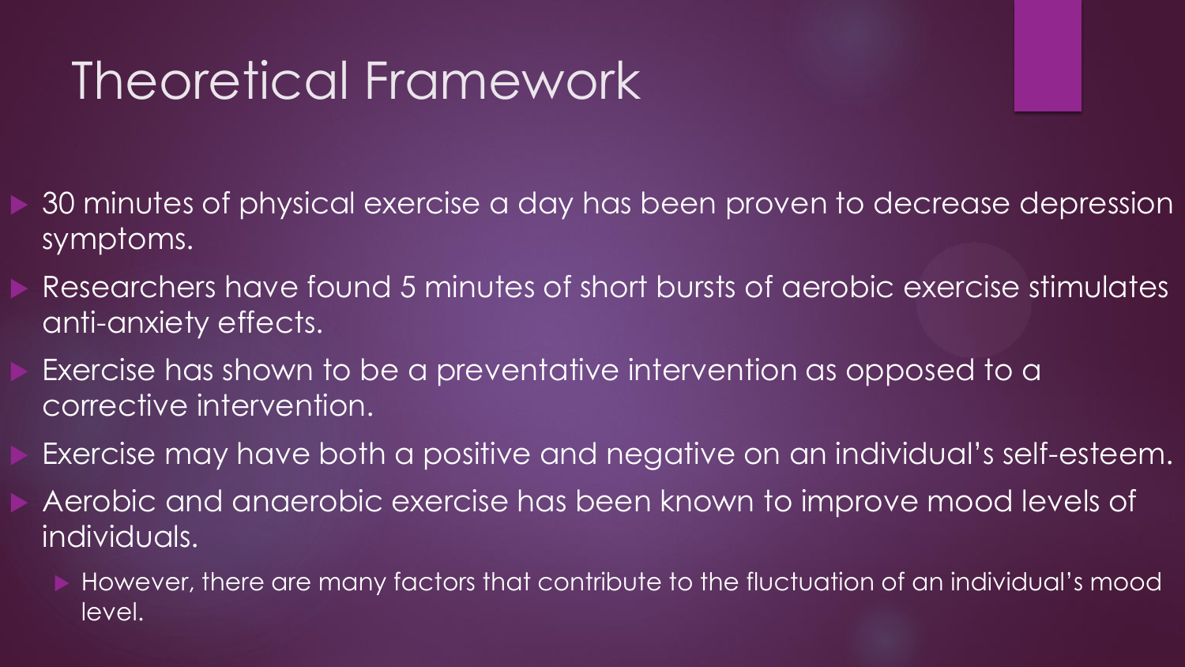# Theoretical Framework

- 30 minutes of physical exercise a day has been proven to decrease depression symptoms.
- Researchers have found 5 minutes of short bursts of aerobic exercise stimulates anti-anxiety effects.
- Exercise has shown to be a preventative intervention as opposed to a corrective intervention.
- Exercise may have both a positive and negative on an individual's self-esteem.
- Aerobic and anaerobic exercise has been known to improve mood levels of individuals.
  - However, there are many factors that contribute to the fluctuation of an individual's mood level.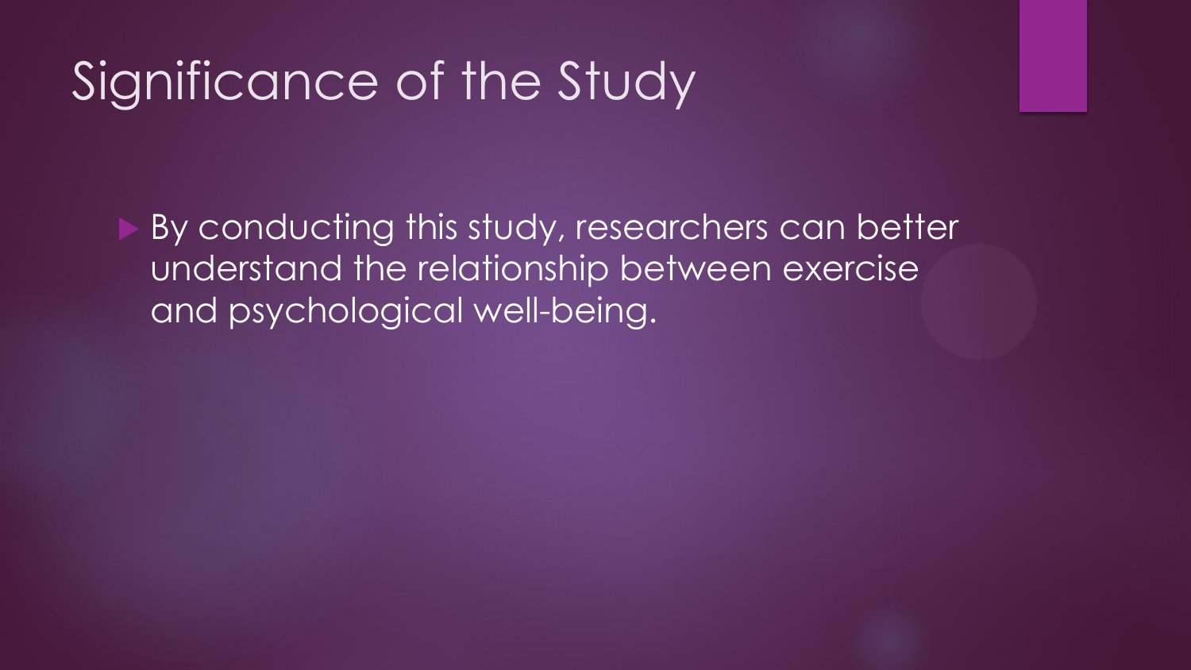# Significance of the Study

- By conducting this study, researchers can better understand the relationship between exercise and psychological well-being.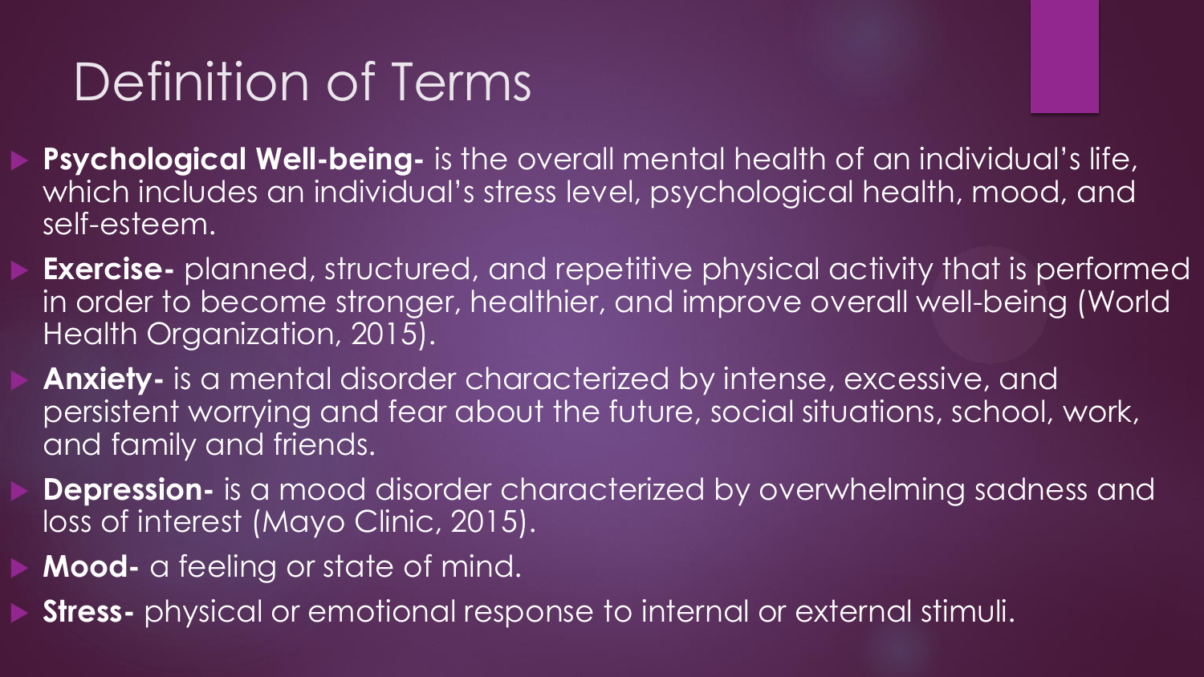# Definition of Terms

- **Psychological Well-being-** is the overall mental health of an individual's life, which includes an individual's stress level, psychological health, mood, and self-esteem.
- **Exercise-** planned, structured, and repetitive physical activity that is performed in order to become stronger, healthier, and improve overall well-being (World Health Organization, 2015).
- **Anxiety-** is a mental disorder characterized by intense, excessive, and persistent worrying and fear about the future, social situations, school, work, and family and friends.
- **Depression-** is a mood disorder characterized by overwhelming sadness and loss of interest (Mayo Clinic, 2015).
- **Mood-** a feeling or state of mind.
- **Stress-** physical or emotional response to internal or external stimuli.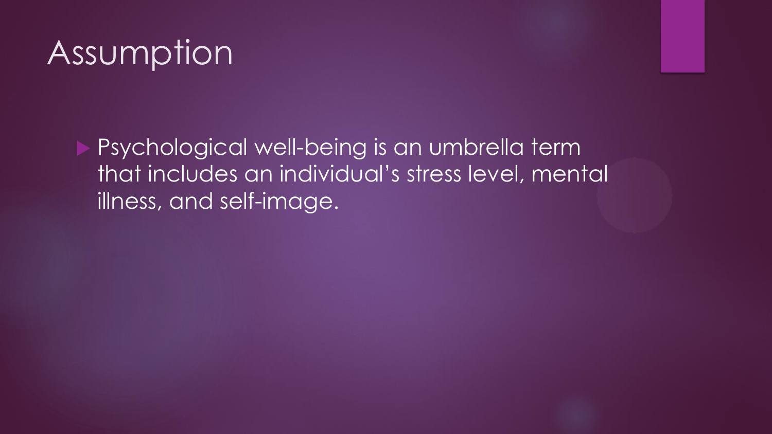# Assumption

- Psychological well-being is an umbrella term that includes an individual's stress level, mental illness, and self-image.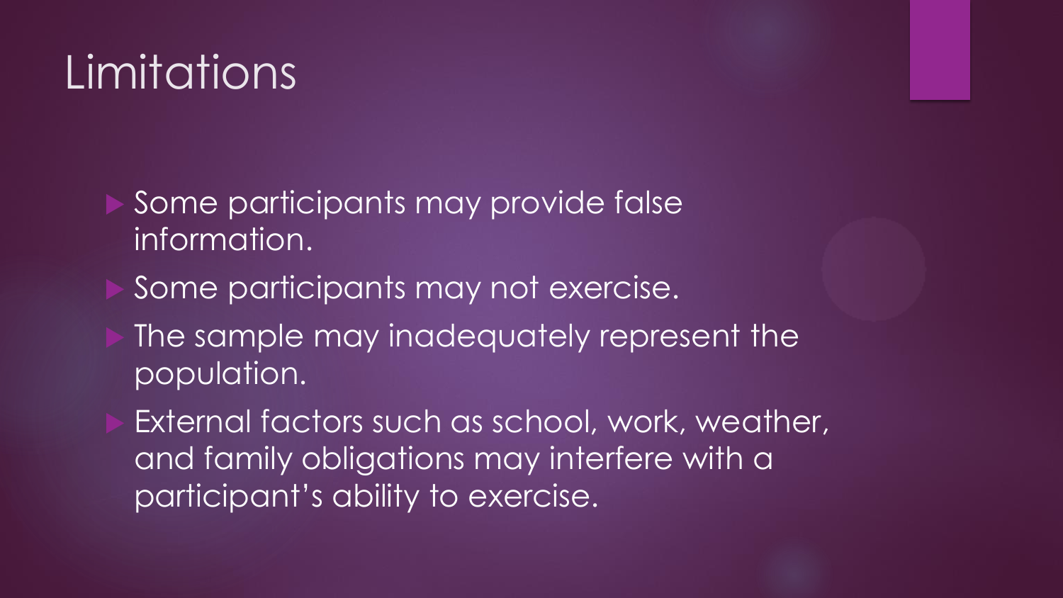# Limitations

- Some participants may provide false information.
- Some participants may not exercise.
- The sample may inadequately represent the population.
- External factors such as school, work, weather, and family obligations may interfere with a participant's ability to exercise.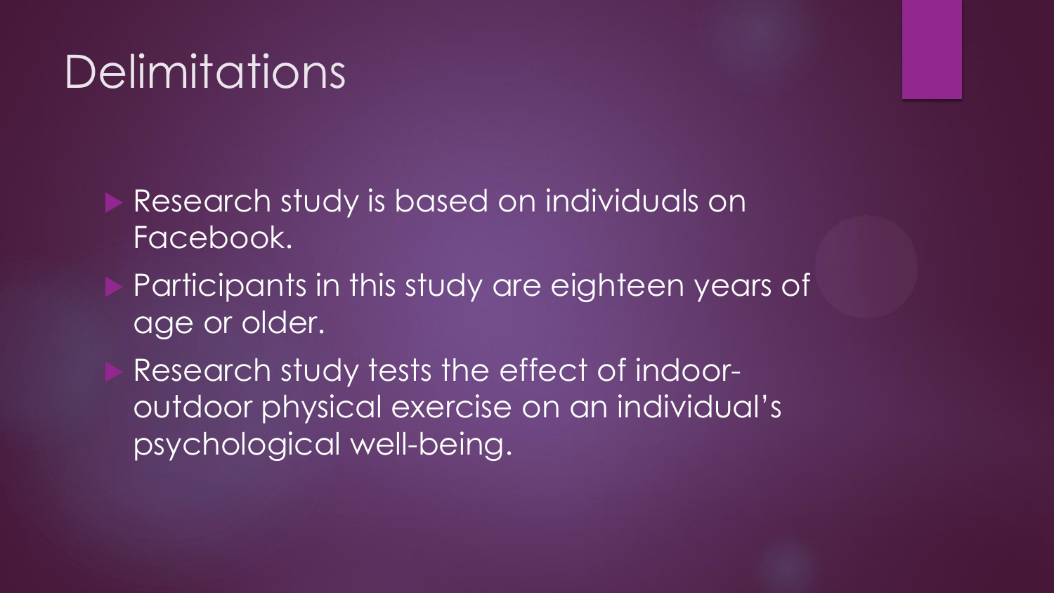# Delimitations

- Research study is based on individuals on Facebook.
- Participants in this study are eighteen years of age or older.
- Research study tests the effect of indoor-outdoor physical exercise on an individual's psychological well-being.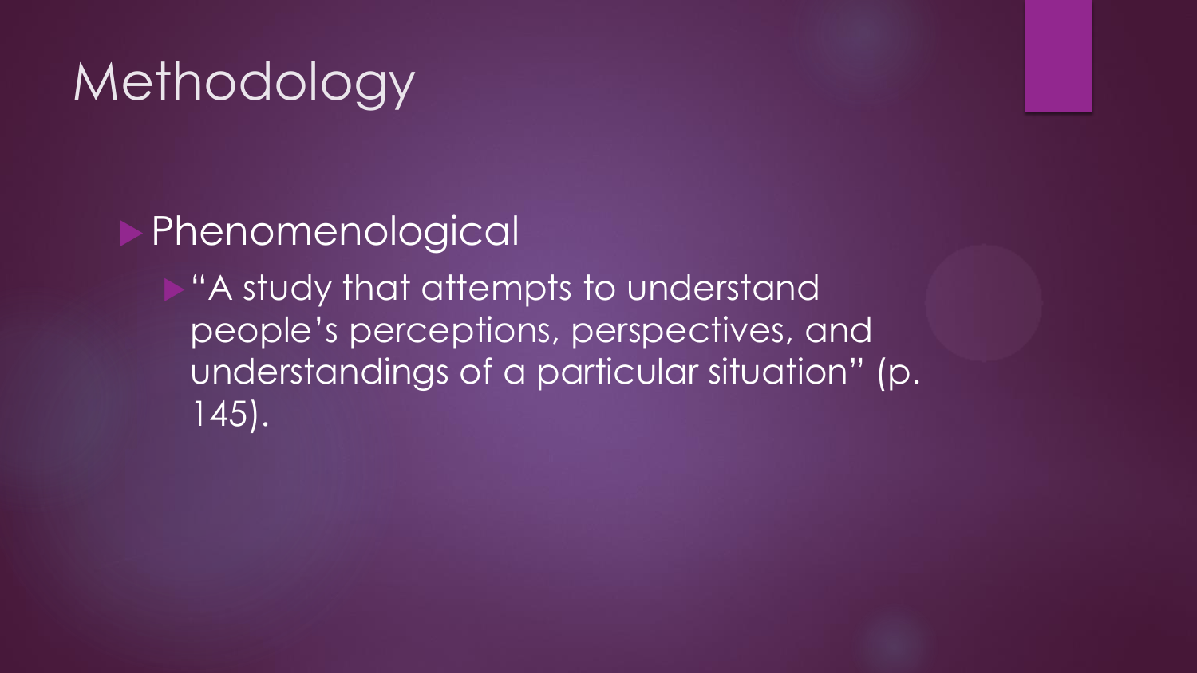# Methodology

- Phenomenological
  - "A study that attempts to understand people's perceptions, perspectives, and understandings of a particular situation" (p. 145).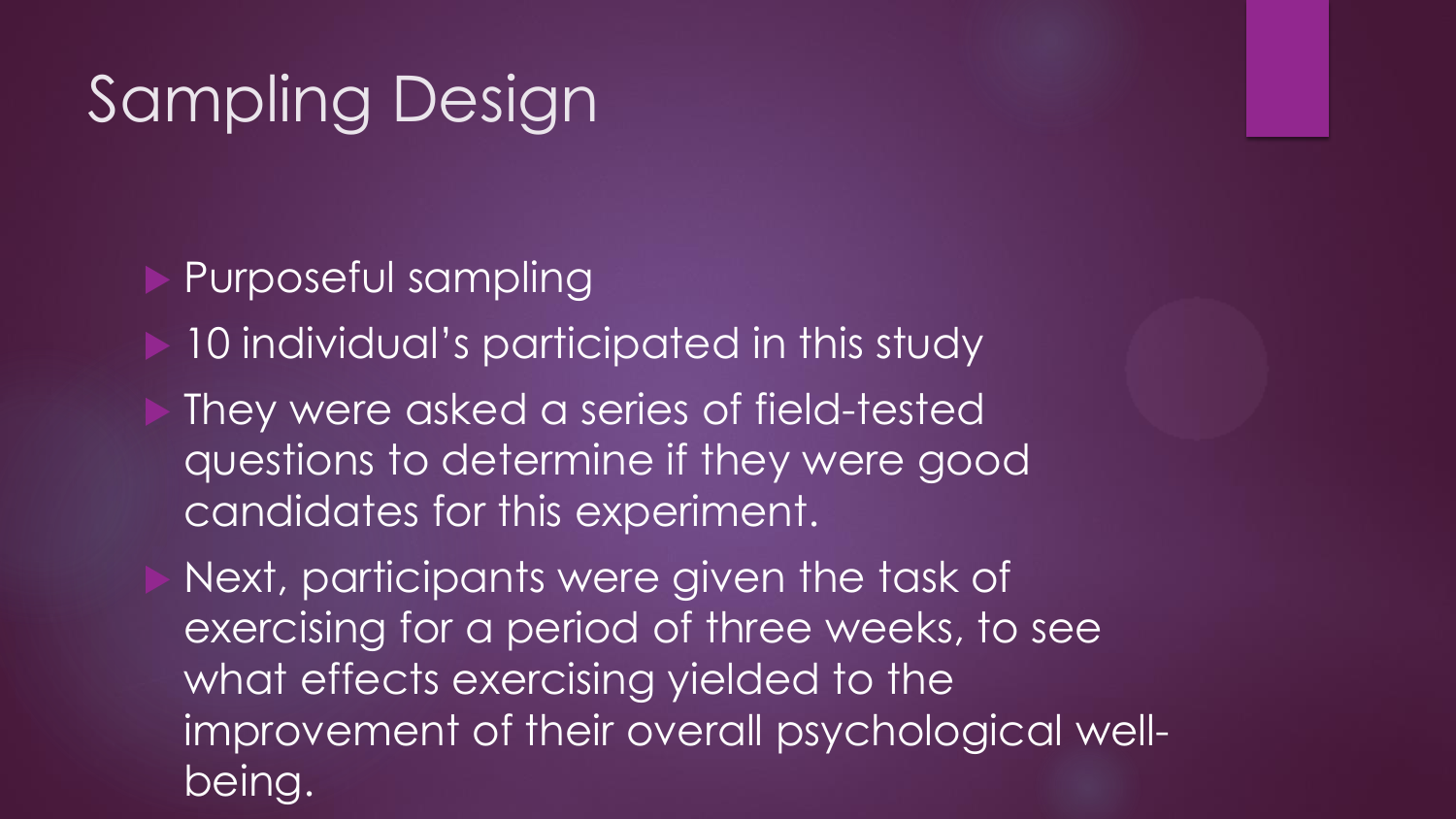# Sampling Design

- Purposeful sampling
- 10 individual's participated in this study
- They were asked a series of field-tested questions to determine if they were good candidates for this experiment.
- Next, participants were given the task of exercising for a period of three weeks, to see what effects exercising yielded to the improvement of their overall psychological well-being.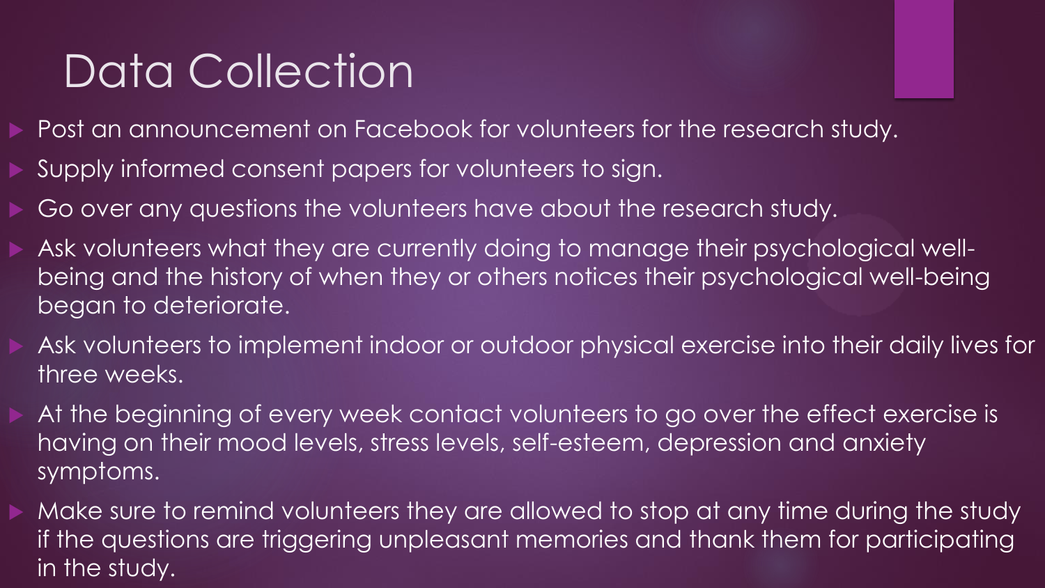# Data Collection

- Post an announcement on Facebook for volunteers for the research study.
- Supply informed consent papers for volunteers to sign.
- Go over any questions the volunteers have about the research study.
- Ask volunteers what they are currently doing to manage their psychological well-being and the history of when they or others notices their psychological well-being began to deteriorate.
- Ask volunteers to implement indoor or outdoor physical exercise into their daily lives for three weeks.
- At the beginning of every week contact volunteers to go over the effect exercise is having on their mood levels, stress levels, self-esteem, depression and anxiety symptoms.
- Make sure to remind volunteers they are allowed to stop at any time during the study if the questions are triggering unpleasant memories and thank them for participating in the study.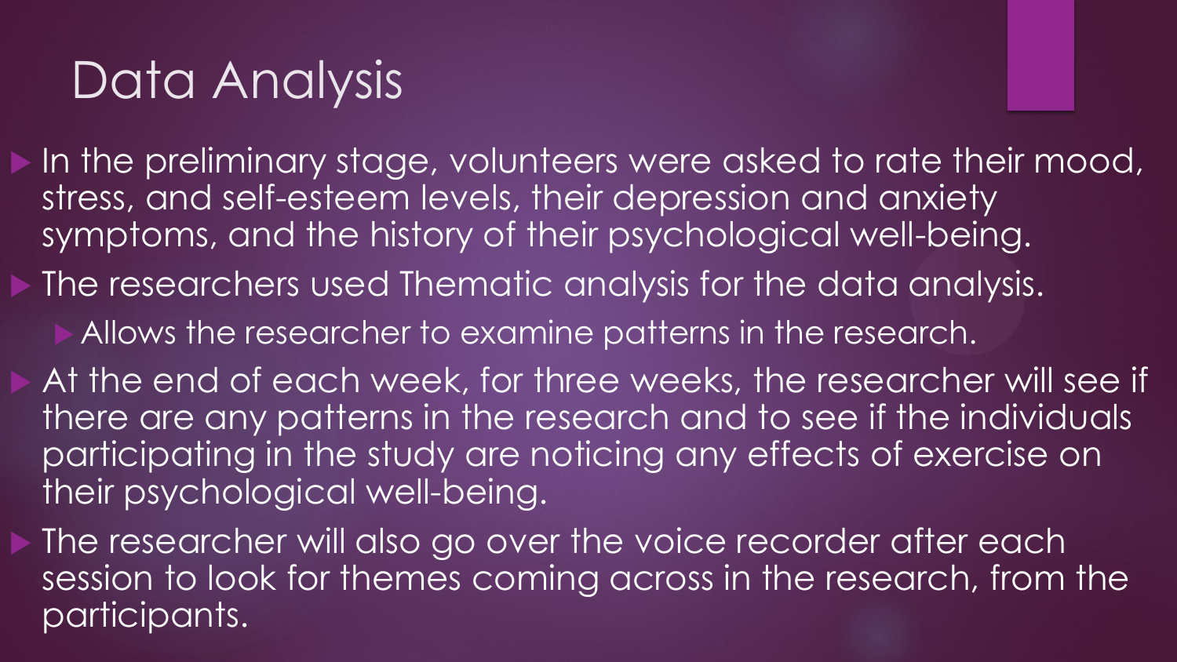# Data Analysis

- In the preliminary stage, volunteers were asked to rate their mood, stress, and self-esteem levels, their depression and anxiety symptoms, and the history of their psychological well-being.
- The researchers used Thematic analysis for the data analysis.
  - Allows the researcher to examine patterns in the research.
- At the end of each week, for three weeks, the researcher will see if there are any patterns in the research and to see if the individuals participating in the study are noticing any effects of exercise on their psychological well-being.
- The researcher will also go over the voice recorder after each session to look for themes coming across in the research, from the participants.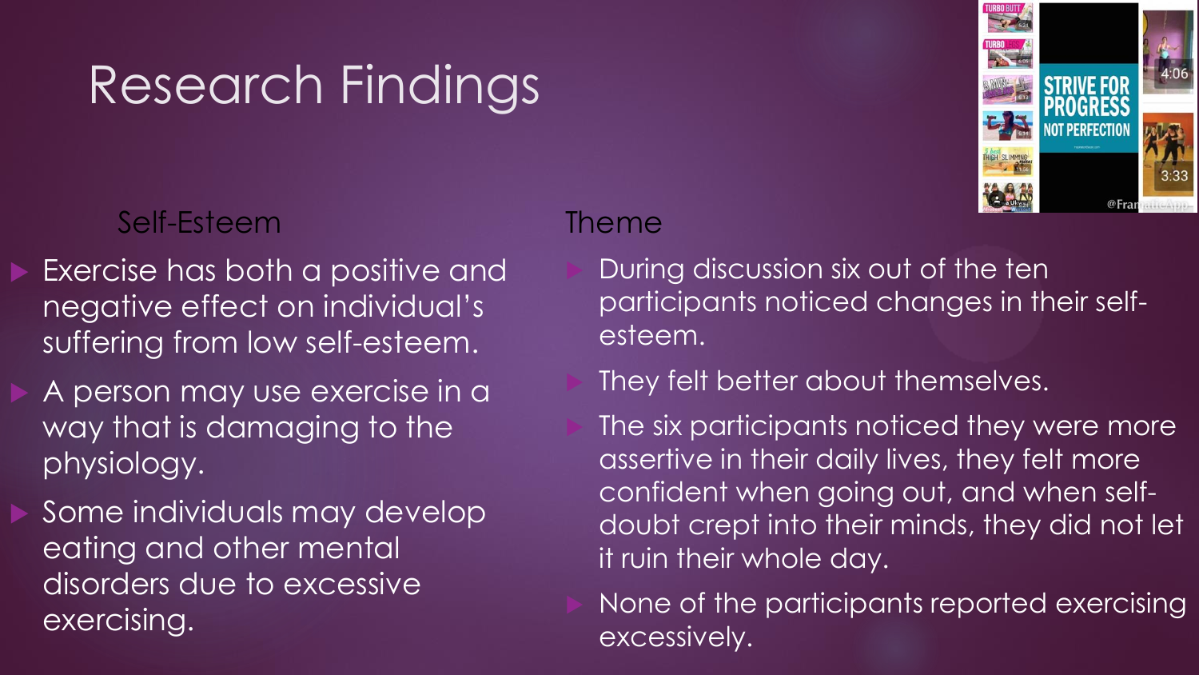# Research Findings

### Self-Esteem

- Exercise has both a positive and negative effect on individual's suffering from low self-esteem.
- A person may use exercise in a way that is damaging to the physiology.
- Some individuals may develop eating and other mental disorders due to excessive exercising.

### Theme

- During discussion six out of the ten participants noticed changes in their self-esteem.
- They felt better about themselves.
- The six participants noticed they were more assertive in their daily lives, they felt more confident when going out, and when self-doubt crept into their minds, they did not let it ruin their whole day.
- None of the participants reported exercising excessively.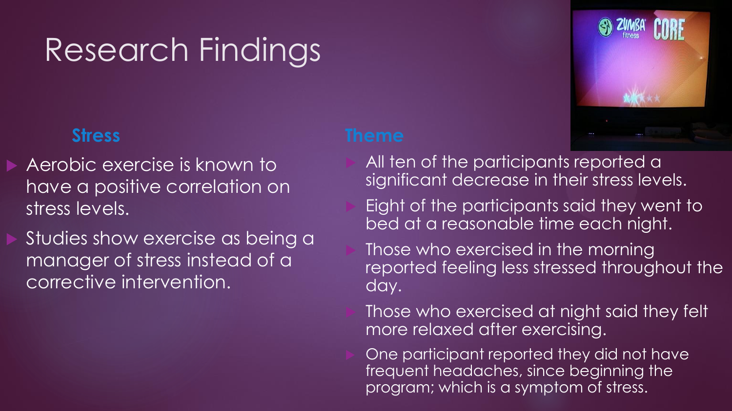# Research Findings

### Stress

- Aerobic exercise is known to have a positive correlation on stress levels.
- Studies show exercise as being a manager of stress instead of a corrective intervention.

### Theme

- All ten of the participants reported a significant decrease in their stress levels.
- Eight of the participants said they went to bed at a reasonable time each night.
- Those who exercised in the morning reported feeling less stressed throughout the day.
- Those who exercised at night said they felt more relaxed after exercising.
- One participant reported they did not have frequent headaches, since beginning the program; which is a symptom of stress.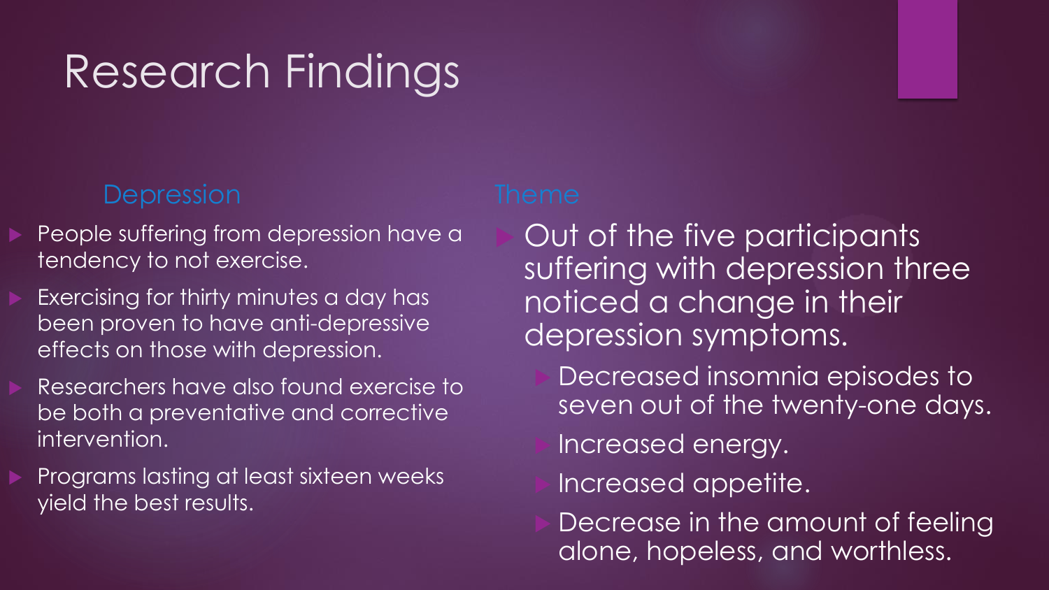# Research Findings

### Depression

- People suffering from depression have a tendency to not exercise.
- Exercising for thirty minutes a day has been proven to have anti-depressive effects on those with depression.
- Researchers have also found exercise to be both a preventative and corrective intervention.
- Programs lasting at least sixteen weeks yield the best results.

### Theme

- Out of the five participants suffering with depression three noticed a change in their depression symptoms.
  - Decreased insomnia episodes to seven out of the twenty-one days.
  - Increased energy.
  - Increased appetite.
  - Decrease in the amount of feeling alone, hopeless, and worthless.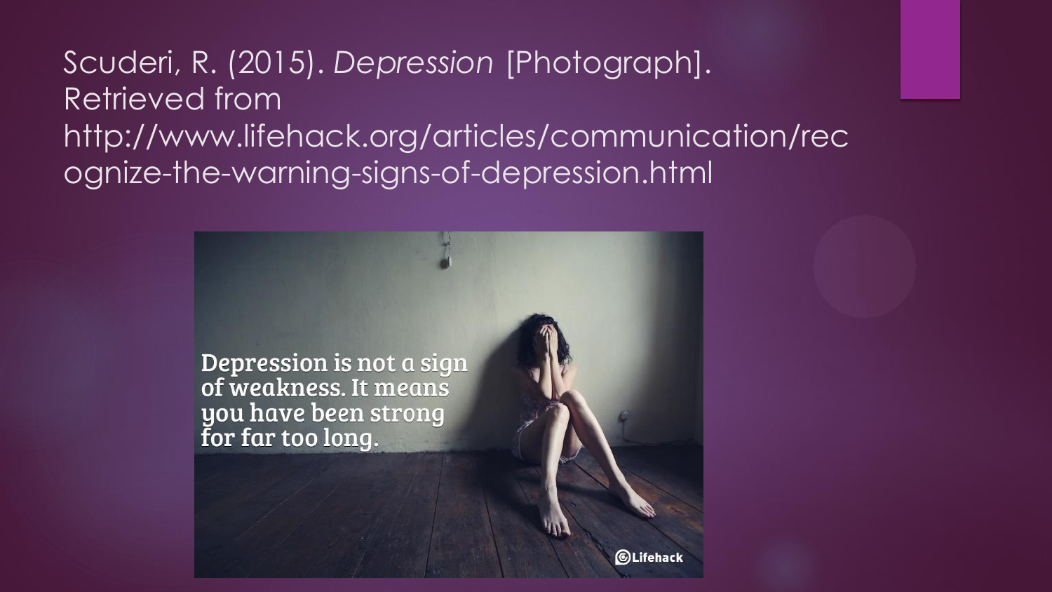Scuderi, R. (2015). *Depression* [Photograph]. Retrieved from http://www.lifehack.org/articles/communication/recognize-the-warning-signs-of-depression.html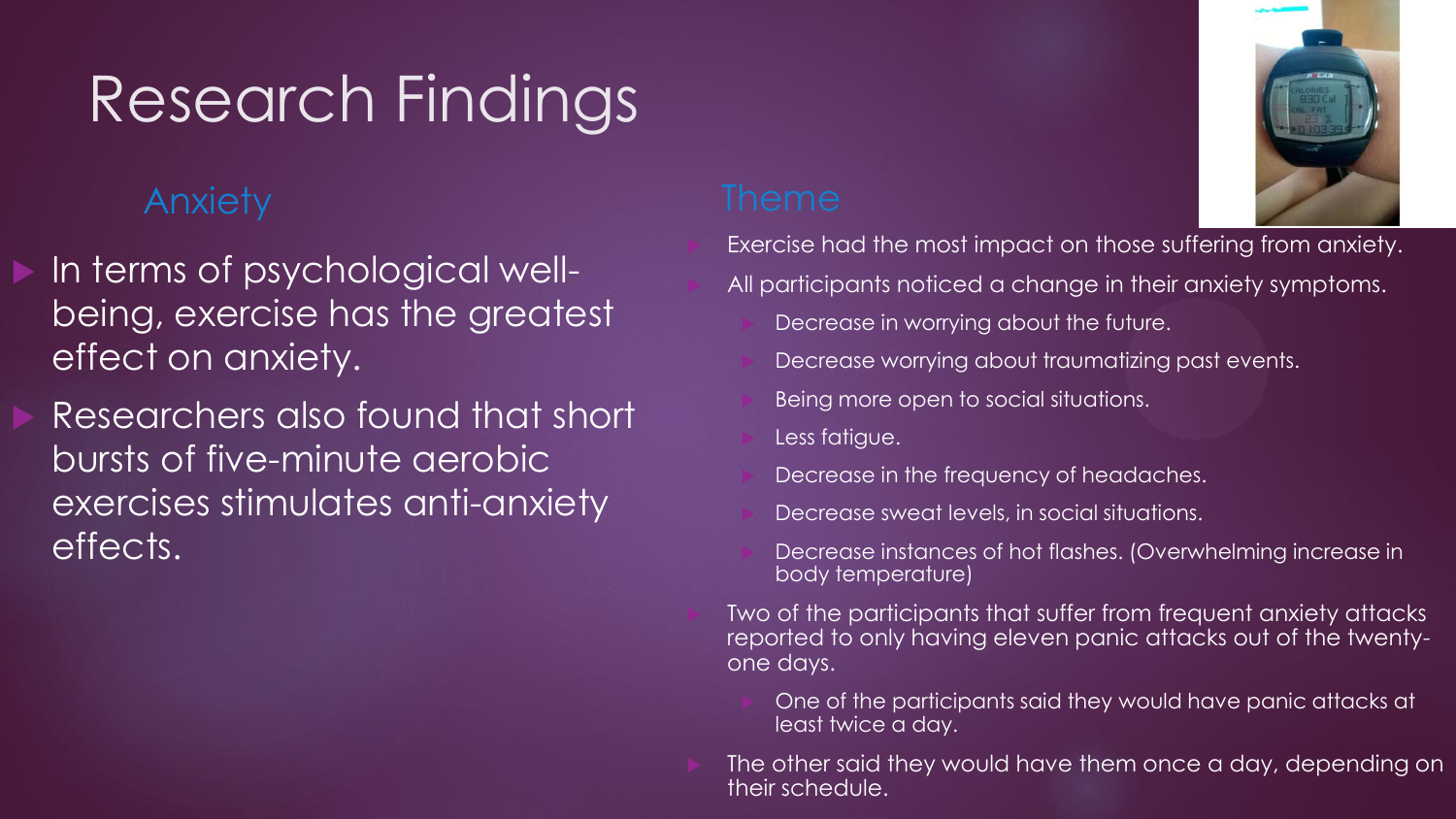# Research Findings

## Anxiety

- In terms of psychological well-being, exercise has the greatest effect on anxiety.
- Researchers also found that short bursts of five-minute aerobic exercises stimulates anti-anxiety effects.

## Theme

- Exercise had the most impact on those suffering from anxiety.
- All participants noticed a change in their anxiety symptoms.
  - Decrease in worrying about the future.
  - Decrease worrying about traumatizing past events.
  - Being more open to social situations.
  - Less fatigue.
  - Decrease in the frequency of headaches.
  - Decrease sweat levels, in social situations.
  - Decrease instances of hot flashes. (Overwhelming increase in body temperature)
- Two of the participants that suffer from frequent anxiety attacks reported to only having eleven panic attacks out of the twenty-one days.
  - One of the participants said they would have panic attacks at least twice a day.
- The other said they would have them once a day, depending on their schedule.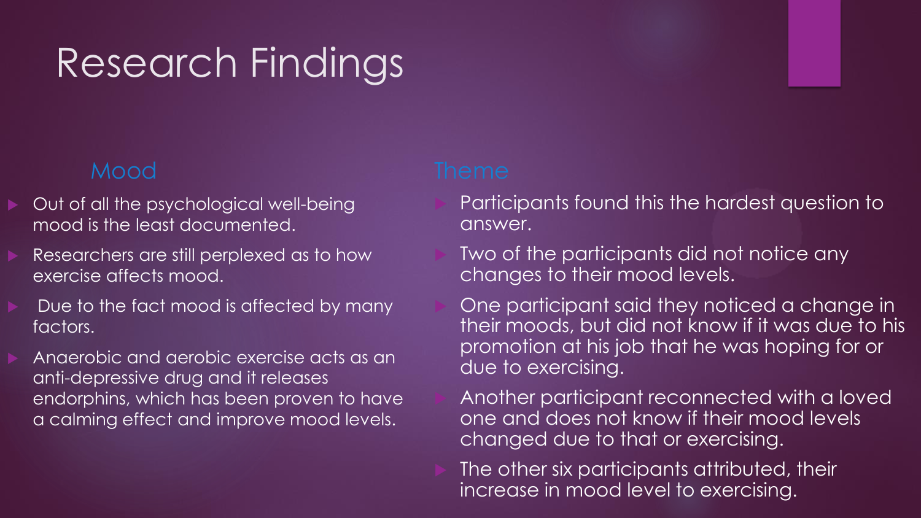# Research Findings

## Mood

- Out of all the psychological well-being mood is the least documented.
- Researchers are still perplexed as to how exercise affects mood.
- Due to the fact mood is affected by many factors.
- Anaerobic and aerobic exercise acts as an anti-depressive drug and it releases endorphins, which has been proven to have a calming effect and improve mood levels.

## Theme

- Participants found this the hardest question to answer.
- Two of the participants did not notice any changes to their mood levels.
- One participant said they noticed a change in their moods, but did not know if it was due to his promotion at his job that he was hoping for or due to exercising.
- Another participant reconnected with a loved one and does not know if their mood levels changed due to that or exercising.
- The other six participants attributed, their increase in mood level to exercising.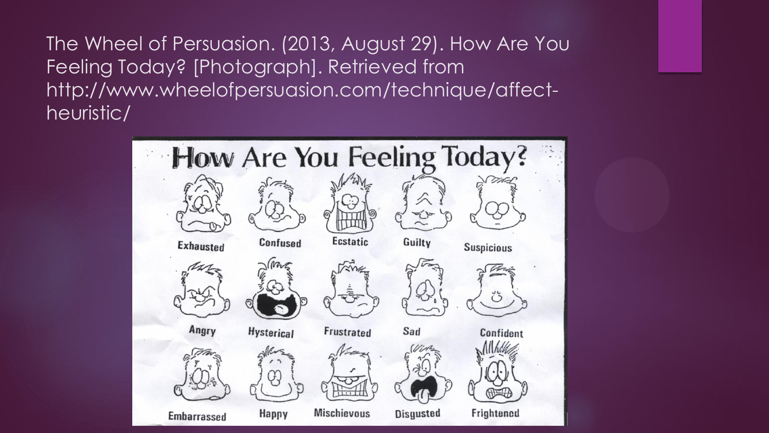The Wheel of Persuasion. (2013, August 29). How Are You Feeling Today? [Photograph]. Retrieved from http://www.wheelofpersuasion.com/technique/affect-heuristic/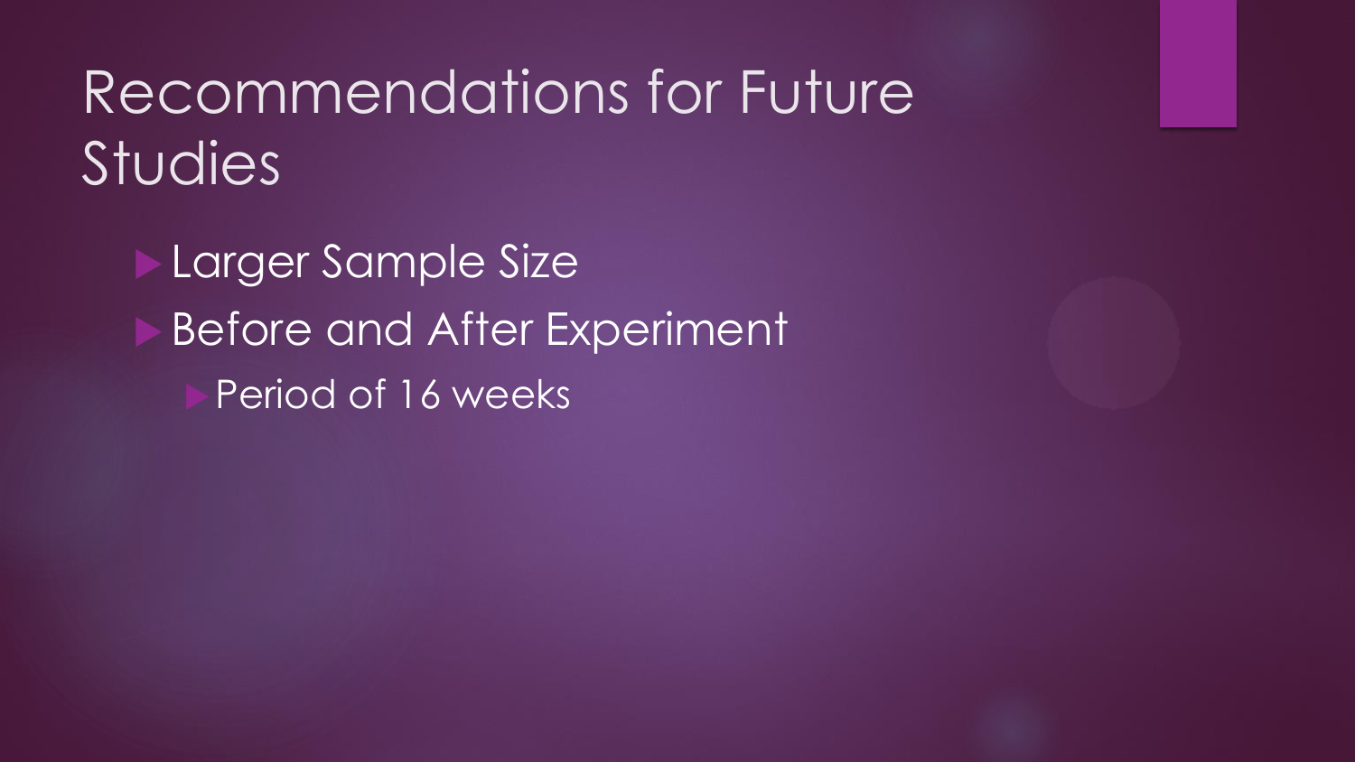# Recommendations for Future Studies

- Larger Sample Size
- Before and After Experiment
  - Period of 16 weeks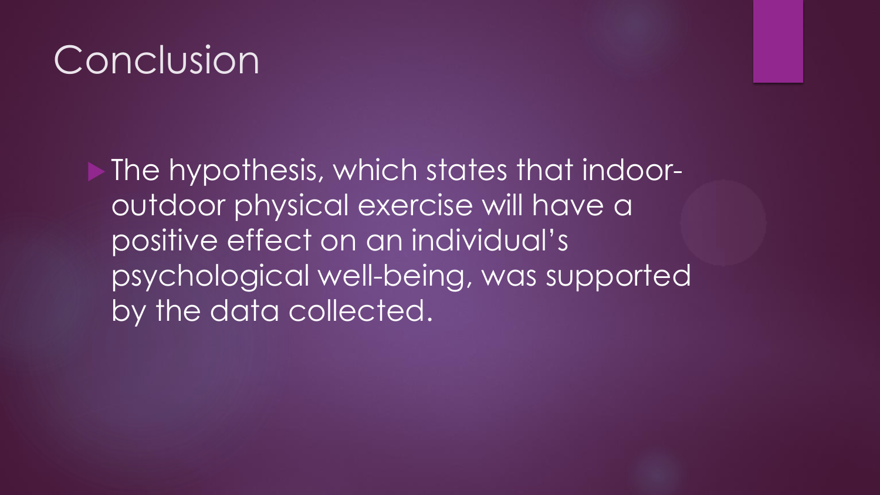# Conclusion

- The hypothesis, which states that indoor-outdoor physical exercise will have a positive effect on an individual's psychological well-being, was supported by the data collected.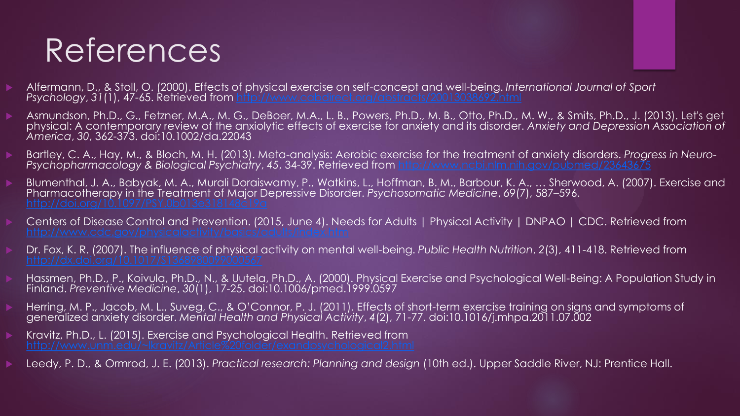# References

- Alfermann, D., & Stoll, O. (2000). Effects of physical exercise on self-concept and well-being. *International Journal of Sport Psychology*, *31*(1), 47-65. Retrieved from http://www.cabdirect.org/abstracts/20013038692.html
- Asmundson, Ph.D., G., Fetzner, M.A., M. G., DeBoer, M.A., L. B., Powers, Ph.D., M. B., Otto, Ph.D., M. W., & Smits, Ph.D., J. (2013). Let's get physical: A contemporary review of the anxiolytic effects of exercise for anxiety and its disorder. *Anxiety and Depression Association of America*, *30*, 362-373. doi:10.1002/da.22043
- Bartley, C. A., Hay, M., & Bloch, M. H. (2013). Meta-analysis: Aerobic exercise for the treatment of anxiety disorders. *Progress in Neuro-Psychopharmacology & Biological Psychiatry*, *45*, 34-39. Retrieved from http://www.ncbi.nlm.nih.gov/pubmed/23643675
- Blumenthal, J. A., Babyak, M. A., Murali Doraiswamy, P., Watkins, L., Hoffman, B. M., Barbour, K. A., … Sherwood, A. (2007). Exercise and Pharmacotherapy in the Treatment of Major Depressive Disorder. *Psychosomatic Medicine*, *69*(7), 587–596. http://doi.org/10.1097/PSY.0b013e318148c19a
- Centers of Disease Control and Prevention. (2015, June 4). Needs for Adults | Physical Activity | DNPAO | CDC. Retrieved from http://www.cdc.gov/physicalactivity/basics/adults/index.htm
- Dr. Fox, K. R. (2007). The influence of physical activity on mental well-being. *Public Health Nutrition*, *2*(3), 411-418. Retrieved from http://dx.doi.org/10.1017/S1368980099000567
- Hassmen, Ph.D., P., Koivula, Ph.D., N., & Uutela, Ph.D., A. (2000). Physical Exercise and Psychological Well-Being: A Population Study in Finland. *Preventive Medicine*, *30*(1), 17-25. doi:10.1006/pmed.1999.0597
- Herring, M. P., Jacob, M. L., Suveg, C., & O'Connor, P. J. (2011). Effects of short-term exercise training on signs and symptoms of generalized anxiety disorder. *Mental Health and Physical Activity*, *4*(2), 71-77. doi:10.1016/j.mhpa.2011.07.002
- Kravitz, Ph.D., L. (2015). Exercise and Psychological Health. Retrieved from http://www.unm.edu/~lkravitz/Article%20folder/exandpsychological2.html
- Leedy, P. D., & Ormrod, J. E. (2013). *Practical research: Planning and design* (10th ed.). Upper Saddle River, NJ: Prentice Hall.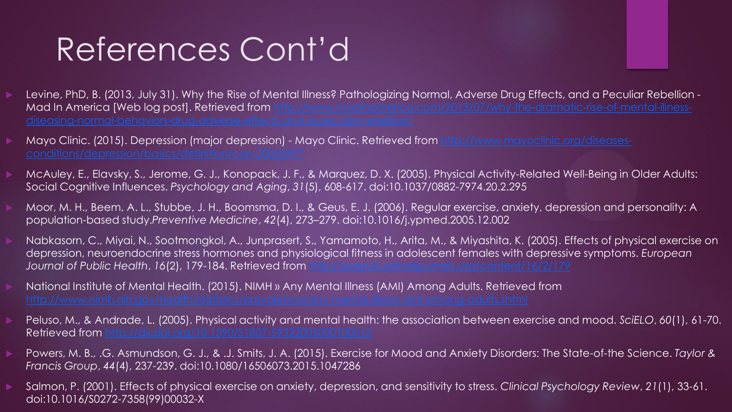# References Cont'd

- Levine, PhD, B. (2013, July 31). Why the Rise of Mental Illness? Pathologizing Normal, Adverse Drug Effects, and a Peculiar Rebellion - Mad In America [Web log post]. Retrieved from http://www.madinamerica.com/2013/07/why-the-dramatic-rise-of-mental-illness-diseasing-normal-behaviors-drug-adverse-effects-and-a-peculiar-rebellion/
- Mayo Clinic. (2015). Depression (major depression) - Mayo Clinic. Retrieved from http://www.mayoclinic.org/diseases-conditions/depression/basics/definition/con-20032977
- McAuley, E., Elavsky, S., Jerome, G. J., Konopack, J. F., & Marquez, D. X. (2005). Physical Activity-Related Well-Being in Older Adults: Social Cognitive Influences. *Psychology and Aging*, *31*(5), 608-617. doi:10.1037/0882-7974.20.2.295
- Moor, M. H., Beem, A. L., Stubbe, J. H., Boomsma, D. I., & Geus, E. J. (2006). Regular exercise, anxiety, depression and personality: A population-based study.*Preventive Medicine*, *42*(4), 273–279. doi:10.1016/j.ypmed.2005.12.002
- Nabkasorn, C., Miyai, N., Sootmongkol, A., Junprasert, S., Yamamoto, H., Arita, M., & Miyashita, K. (2005). Effects of physical exercise on depression, neuroendocrine stress hormones and physiological fitness in adolescent females with depressive symptoms. *European Journal of Public Health*, *16*(2), 179-184. Retrieved from http://eurpub.oxfordjournals.org/content/16/2/179
- National Institute of Mental Health. (2015). NIMH » Any Mental Illness (AMI) Among Adults. Retrieved from http://www.nimh.nih.gov/health/statistics/prevalence/any-mental-illness-ami-among-adults.shtml
- Peluso, M., & Andrade, L. (2005). Physical activity and mental health: the association between exercise and mood. *SciELO*, *60*(1), 61-70. Retrieved from http://dx.doi.org/10.1590/S1807-59322005000100012
- Powers, M. B., .G. Asmundson, G. J., & .J. Smits, J. A. (2015). Exercise for Mood and Anxiety Disorders: The State-of-the Science. *Taylor & Francis Group*, *44*(4), 237-239. doi:10.1080/16506073.2015.1047286
- Salmon, P. (2001). Effects of physical exercise on anxiety, depression, and sensitivity to stress. *Clinical Psychology Review*, *21*(1), 33-61. doi:10.1016/S0272-7358(99)00032-X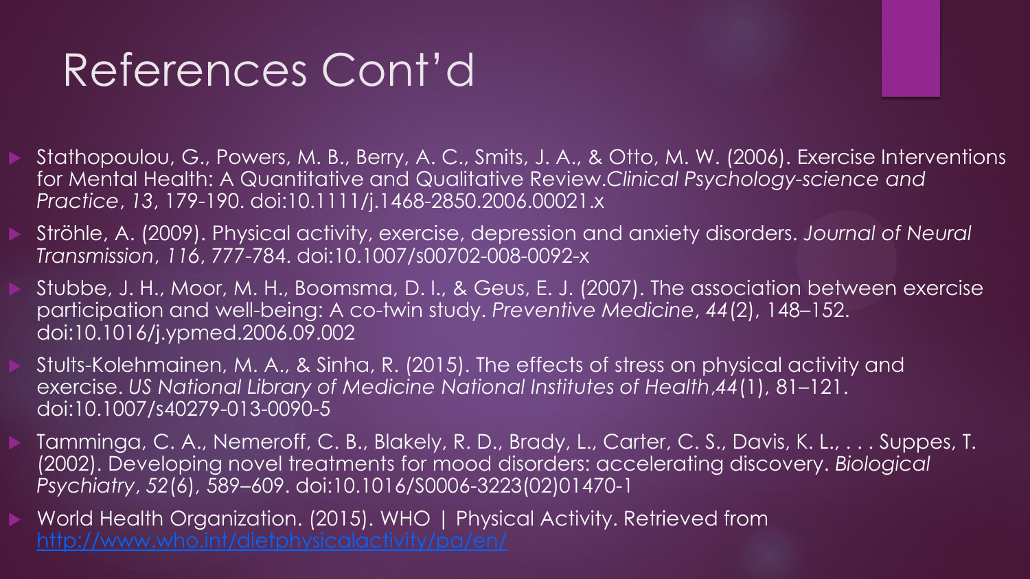# References Cont'd

- Stathopoulou, G., Powers, M. B., Berry, A. C., Smits, J. A., & Otto, M. W. (2006). Exercise Interventions for Mental Health: A Quantitative and Qualitative Review.*Clinical Psychology-science and Practice*, *13*, 179-190. doi:10.1111/j.1468-2850.2006.00021.x
- Ströhle, A. (2009). Physical activity, exercise, depression and anxiety disorders. *Journal of Neural Transmission*, *116*, 777-784. doi:10.1007/s00702-008-0092-x
- Stubbe, J. H., Moor, M. H., Boomsma, D. I., & Geus, E. J. (2007). The association between exercise participation and well-being: A co-twin study. *Preventive Medicine*, *44*(2), 148–152. doi:10.1016/j.ypmed.2006.09.002
- Stults-Kolehmainen, M. A., & Sinha, R. (2015). The effects of stress on physical activity and exercise. *US National Library of Medicine National Institutes of Health*,*44*(1), 81–121. doi:10.1007/s40279-013-0090-5
- Tamminga, C. A., Nemeroff, C. B., Blakely, R. D., Brady, L., Carter, C. S., Davis, K. L., . . . Suppes, T. (2002). Developing novel treatments for mood disorders: accelerating discovery. *Biological Psychiatry*, *52*(6), 589–609. doi:10.1016/S0006-3223(02)01470-1
- World Health Organization. (2015). WHO | Physical Activity. Retrieved from [http://www.who.int/dietphysicalactivity/pa/en/](http://www.who.int/dietphysicalactivity/pa/en/)